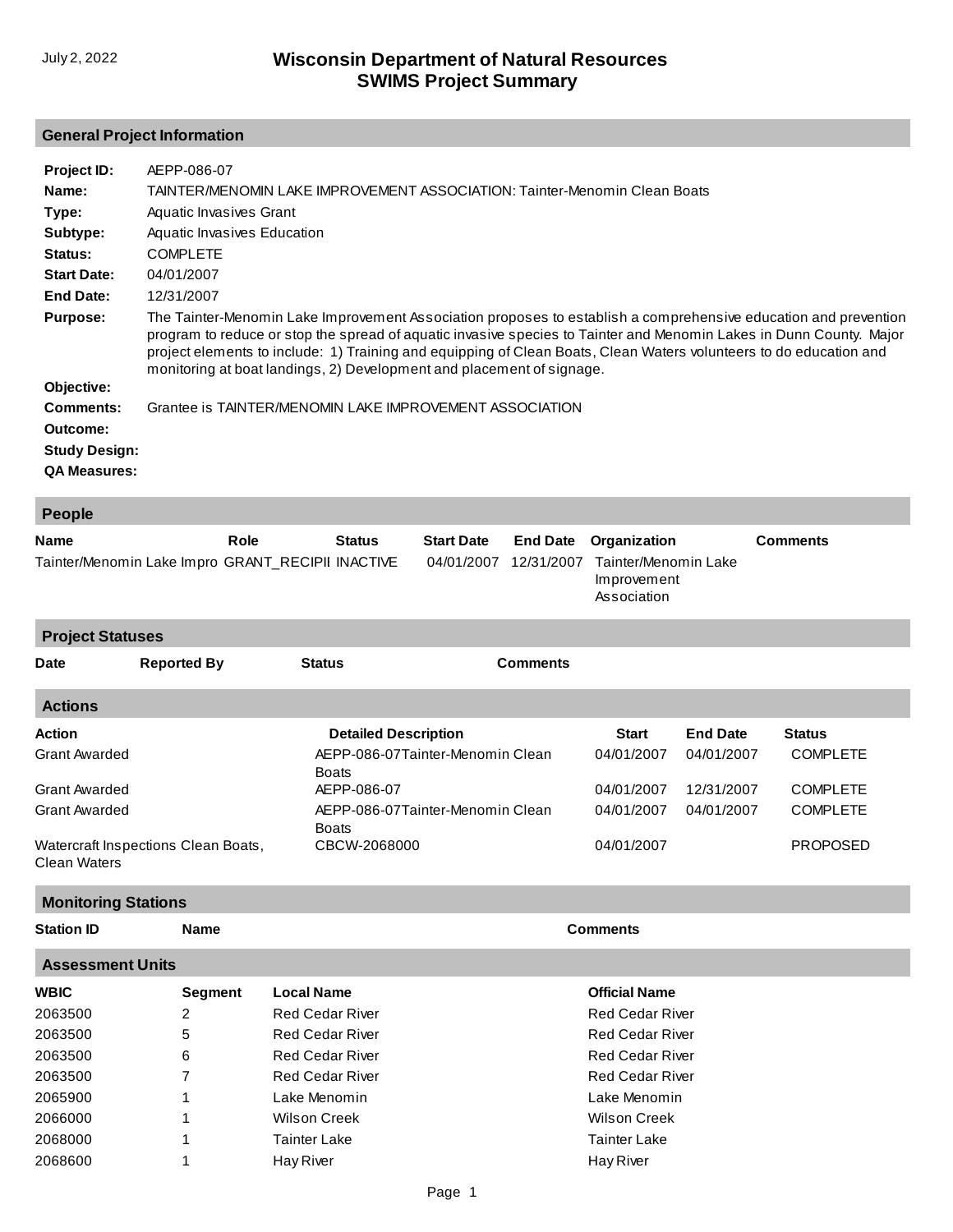July 2, 2022

# Wisconsin Department of Natural Resources
# SWIMS Project Summary

## General Project Information

**Project ID:** AEPP-086-07

**Name:** TAINTER/MENOMIN LAKE IMPROVEMENT ASSOCIATION: Tainter-Menomin Clean Boats

**Type:** Aquatic Invasives Grant

**Subtype:** Aquatic Invasives Education

**Status:** COMPLETE

**Start Date:** 04/01/2007

**End Date:** 12/31/2007

**Purpose:** The Tainter-Menomin Lake Improvement Association proposes to establish a comprehensive education and prevention program to reduce or stop the spread of aquatic invasive species to Tainter and Menomin Lakes in Dunn County. Major project elements to include: 1) Training and equipping of Clean Boats, Clean Waters volunteers to do education and monitoring at boat landings, 2) Development and placement of signage.

**Objective:**

**Comments:** Grantee is TAINTER/MENOMIN LAKE IMPROVEMENT ASSOCIATION

**Outcome:**

**Study Design:**

**QA Measures:**

## People

| Name | Role | Status | Start Date | End Date | Organization | Comments |
|---|---|---|---|---|---|---|
| Tainter/Menomin Lake Impro | GRANT_RECIPII | INACTIVE | 04/01/2007 | 12/31/2007 | Tainter/Menomin Lake Improvement Association | |

## Project Statuses

| Date | Reported By | Status | Comments |
|---|---|---|---|

## Actions

| Action | Detailed Description | Start | End Date | Status |
|---|---|---|---|---|
| Grant Awarded | AEPP-086-07Tainter-Menomin Clean Boats | 04/01/2007 | 04/01/2007 | COMPLETE |
| Grant Awarded | AEPP-086-07 | 04/01/2007 | 12/31/2007 | COMPLETE |
| Grant Awarded | AEPP-086-07Tainter-Menomin Clean Boats | 04/01/2007 | 04/01/2007 | COMPLETE |
| Watercraft Inspections Clean Boats, Clean Waters | CBCW-2068000 | 04/01/2007 | | PROPOSED |

## Monitoring Stations

| Station ID | Name | Comments |
|---|---|---|

## Assessment Units

| WBIC | Segment | Local Name | Official Name |
|---|---|---|---|
| 2063500 | 2 | Red Cedar River | Red Cedar River |
| 2063500 | 5 | Red Cedar River | Red Cedar River |
| 2063500 | 6 | Red Cedar River | Red Cedar River |
| 2063500 | 7 | Red Cedar River | Red Cedar River |
| 2065900 | 1 | Lake Menomin | Lake Menomin |
| 2066000 | 1 | Wilson Creek | Wilson Creek |
| 2068000 | 1 | Tainter Lake | Tainter Lake |
| 2068600 | 1 | Hay River | Hay River |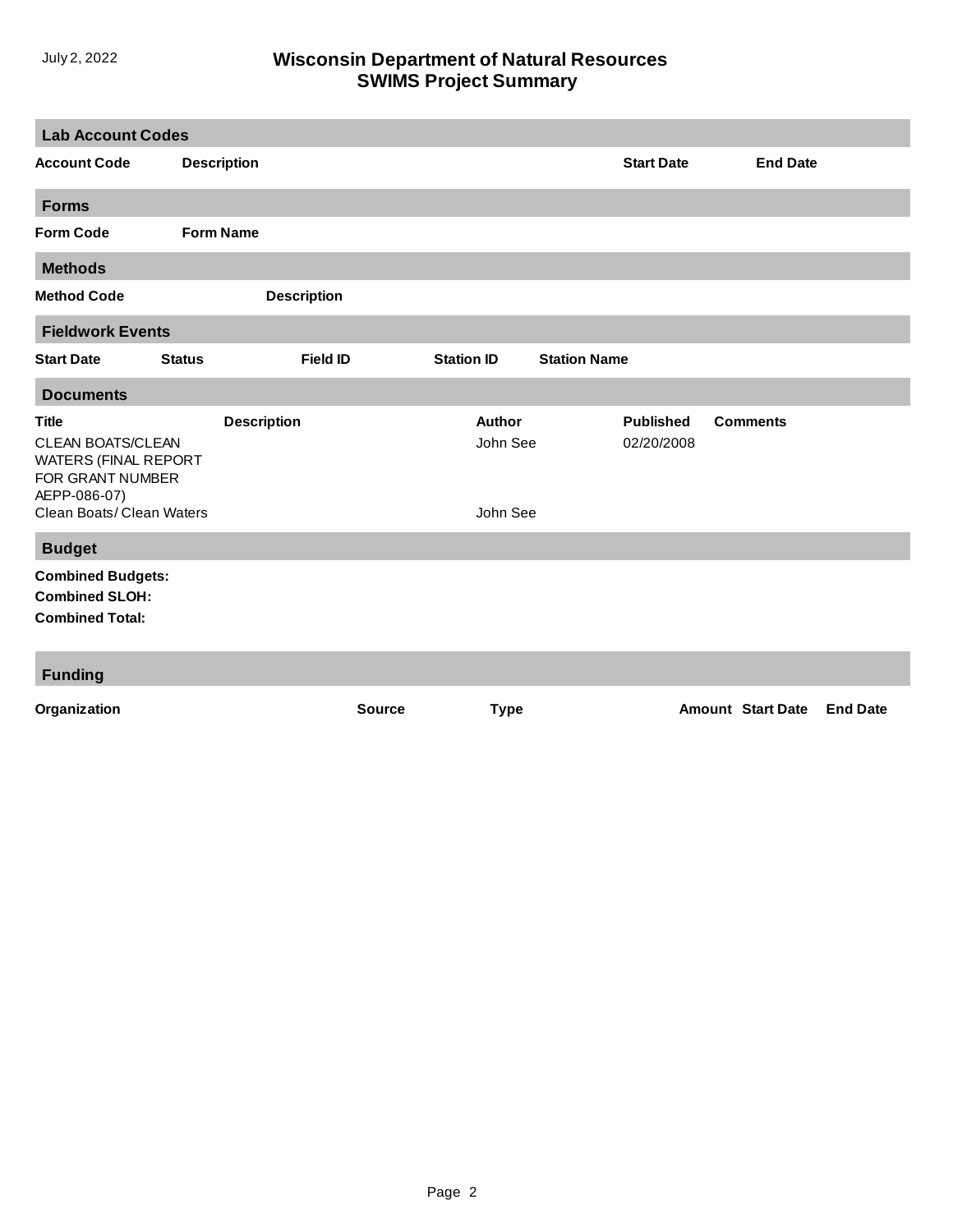## Lab Account Codes

| Account Code | Description | Start Date | End Date |
| --- | --- | --- | --- |

## Forms

| Form Code | Form Name |
| --- | --- |

## Methods

| Method Code | Description |
| --- | --- |

## Fieldwork Events

| Start Date | Status | Field ID | Station ID | Station Name |
| --- | --- | --- | --- | --- |

## Documents

| Title | Description | Author | Published | Comments |
| --- | --- | --- | --- | --- |
| CLEAN BOATS/CLEAN WATERS (FINAL REPORT FOR GRANT NUMBER AEPP-086-07) | | John See | 02/20/2008 | |
| Clean Boats/ Clean Waters | | John See | | |

## Budget

**Combined Budgets:**

**Combined SLOH:**

**Combined Total:**

## Funding

| Organization | Source | Type | Amount | Start Date | End Date |
| --- | --- | --- | --- | --- | --- |